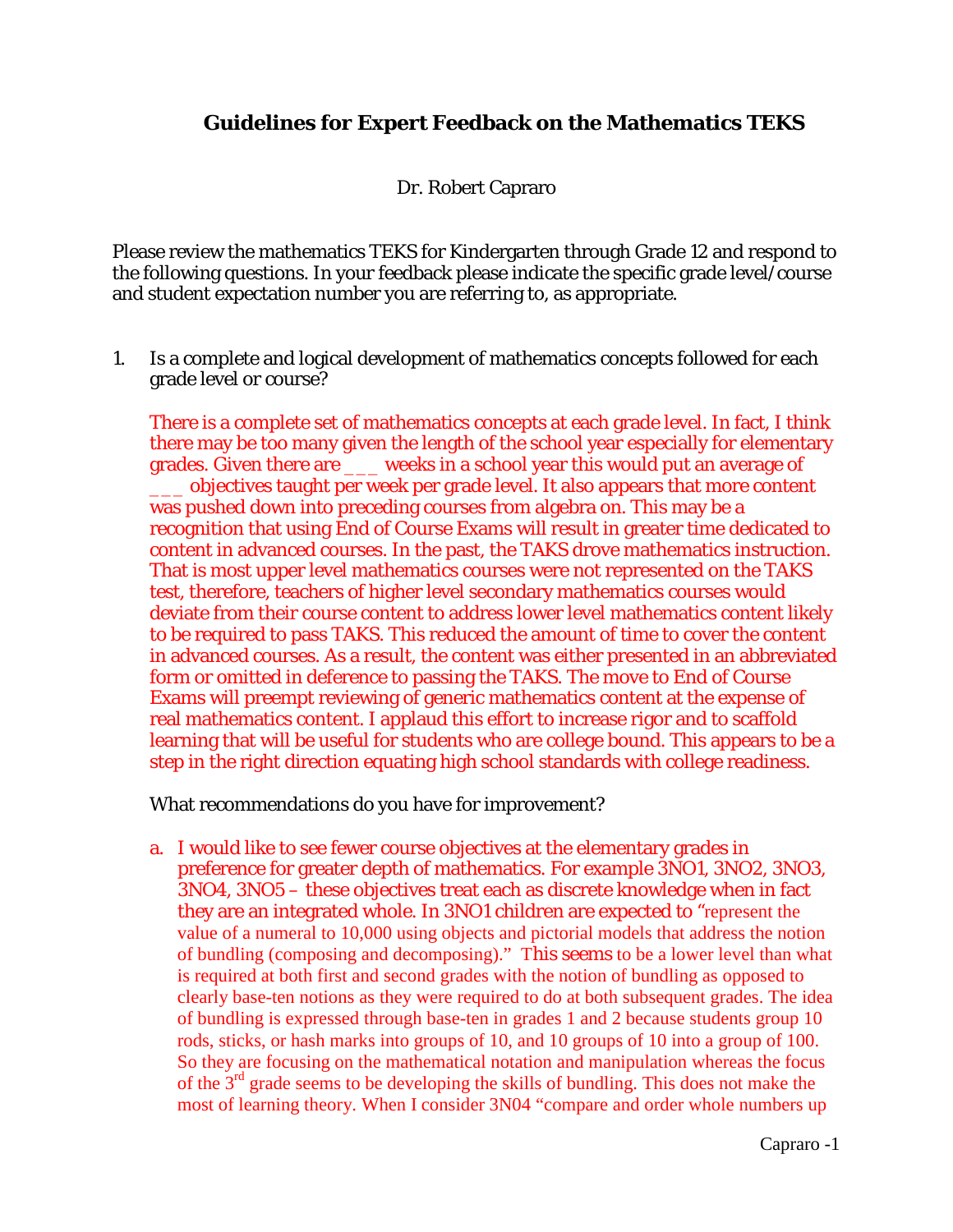# Guidelines for Expert Feedback on the Mathematics TEKS

Dr. Robert Capraro

Please review the mathematics TEKS for Kindergarten through Grade 12 and respond to the following questions. In your feedback please indicate the specific grade level/course and student expectation number you are referring to, as appropriate.

1. Is a complete and logical development of mathematics concepts followed for each grade level or course?

   There is a complete set of mathematics concepts at each grade level. In fact, I think there may be too many given the length of the school year especially for elementary grades. Given there are ___ weeks in a school year this would put an average of ___ objectives taught per week per grade level. It also appears that more content was pushed down into preceding courses from algebra on. This may be a recognition that using End of Course Exams will result in greater time dedicated to content in advanced courses. In the past, the TAKS drove mathematics instruction. That is most upper level mathematics courses were not represented on the TAKS test, therefore, teachers of higher level secondary mathematics courses would deviate from their course content to address lower level mathematics content likely to be required to pass TAKS. This reduced the amount of time to cover the content in advanced courses. As a result, the content was either presented in an abbreviated form or omitted in deference to passing the TAKS. The move to End of Course Exams will preempt reviewing of generic mathematics content at the expense of real mathematics content. I applaud this effort to increase rigor and to scaffold learning that will be useful for students who are college bound. This appears to be a step in the right direction equating high school standards with college readiness.

   What recommendations do you have for improvement?

   a. I would like to see fewer course objectives at the elementary grades in preference for greater depth of mathematics. For example 3NO1, 3NO2, 3NO3, 3NO4, 3NO5 – these objectives treat each as discrete knowledge when in fact they are an integrated whole. In 3NO1 children are expected to "represent the value of a numeral to 10,000 using objects and pictorial models that address the notion of bundling (composing and decomposing)." This seems to be a lower level than what is required at both first and second grades with the notion of bundling as opposed to clearly base-ten notions as they were required to do at both subsequent grades. The idea of bundling is expressed through base-ten in grades 1 and 2 because students group 10 rods, sticks, or hash marks into groups of 10, and 10 groups of 10 into a group of 100. So they are focusing on the mathematical notation and manipulation whereas the focus of the 3rd grade seems to be developing the skills of bundling. This does not make the most of learning theory. When I consider 3N04 "compare and order whole numbers up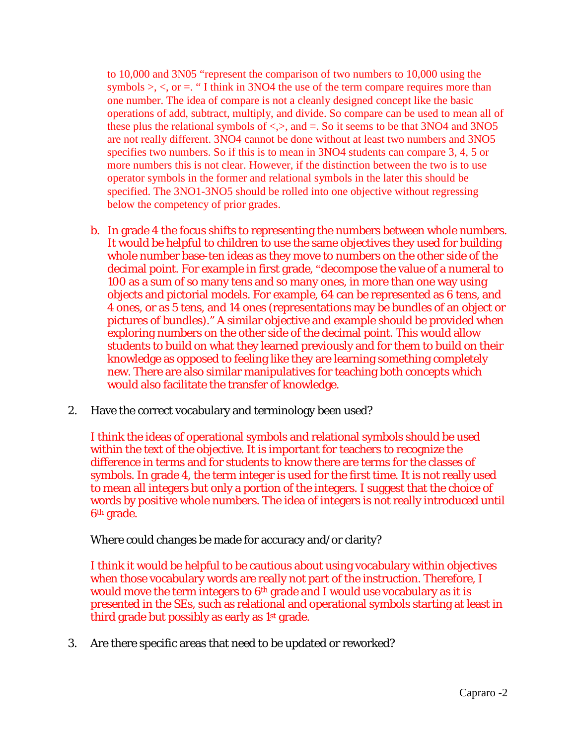to 10,000 and 3N05 "represent the comparison of two numbers to 10,000 using the symbols >, <, or =. " I think in 3NO4 the use of the term compare requires more than one number. The idea of compare is not a cleanly designed concept like the basic operations of add, subtract, multiply, and divide. So compare can be used to mean all of these plus the relational symbols of <,>, and =. So it seems to be that 3NO4 and 3NO5 are not really different. 3NO4 cannot be done without at least two numbers and 3NO5 specifies two numbers. So if this is to mean in 3NO4 students can compare 3, 4, 5 or more numbers this is not clear. However, if the distinction between the two is to use operator symbols in the former and relational symbols in the later this should be specified. The 3NO1-3NO5 should be rolled into one objective without regressing below the competency of prior grades.

b. In grade 4 the focus shifts to representing the numbers between whole numbers. It would be helpful to children to use the same objectives they used for building whole number base-ten ideas as they move to numbers on the other side of the decimal point. For example in first grade, "decompose the value of a numeral to 100 as a sum of so many tens and so many ones, in more than one way using objects and pictorial models. For example, 64 can be represented as 6 tens, and 4 ones, or as 5 tens, and 14 ones (representations may be bundles of an object or pictures of bundles)." A similar objective and example should be provided when exploring numbers on the other side of the decimal point. This would allow students to build on what they learned previously and for them to build on their knowledge as opposed to feeling like they are learning something completely new. There are also similar manipulatives for teaching both concepts which would also facilitate the transfer of knowledge.

2. Have the correct vocabulary and terminology been used?

   I think the ideas of operational symbols and relational symbols should be used within the text of the objective. It is important for teachers to recognize the difference in terms and for students to know there are terms for the classes of symbols. In grade 4, the term integer is used for the first time. It is not really used to mean all integers but only a portion of the integers. I suggest that the choice of words by positive whole numbers. The idea of integers is not really introduced until 6th grade.

   Where could changes be made for accuracy and/or clarity?

   I think it would be helpful to be cautious about using vocabulary within objectives when those vocabulary words are really not part of the instruction. Therefore, I would move the term integers to 6th grade and I would use vocabulary as it is presented in the SEs, such as relational and operational symbols starting at least in third grade but possibly as early as 1st grade.

3. Are there specific areas that need to be updated or reworked?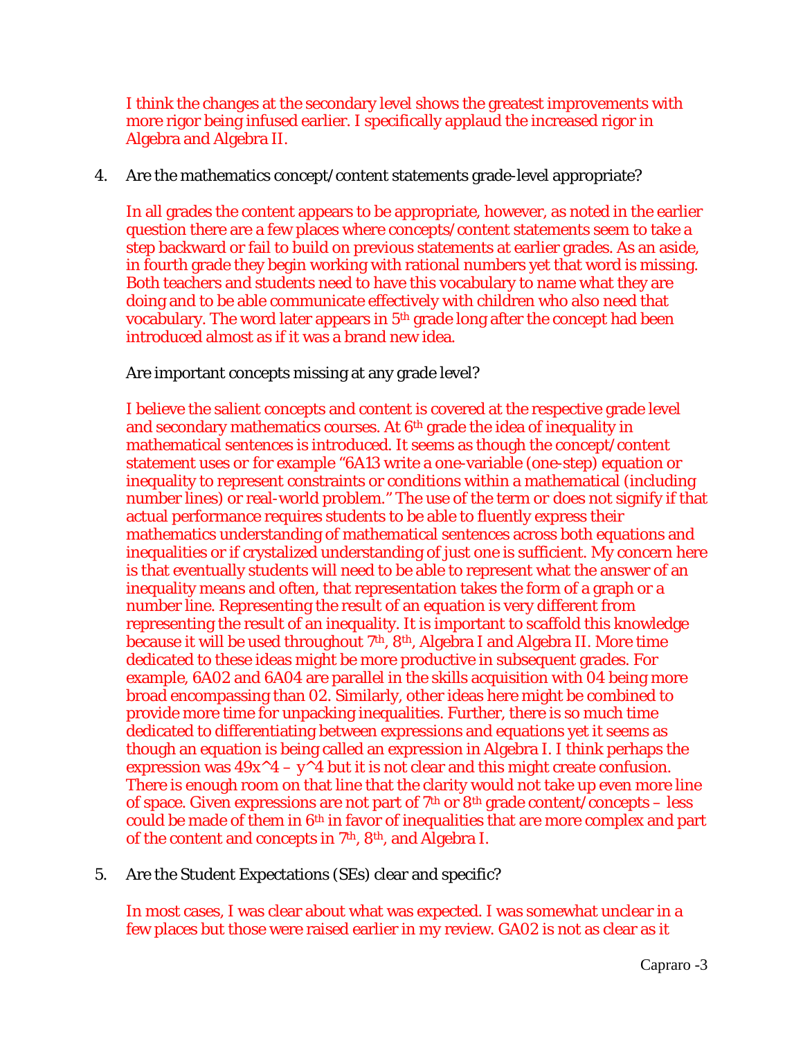I think the changes at the secondary level shows the greatest improvements with more rigor being infused earlier. I specifically applaud the increased rigor in Algebra and Algebra II.

4. Are the mathematics concept/content statements grade-level appropriate?

   In all grades the content appears to be appropriate, however, as noted in the earlier question there are a few places where concepts/content statements seem to take a step backward or fail to build on previous statements at earlier grades. As an aside, in fourth grade they begin working with rational numbers yet that word is missing. Both teachers and students need to have this vocabulary to name what they are doing and to be able communicate effectively with children who also need that vocabulary. The word later appears in 5th grade long after the concept had been introduced almost as if it was a brand new idea.

   Are important concepts missing at any grade level?

   I believe the salient concepts and content is covered at the respective grade level and secondary mathematics courses. At 6th grade the idea of inequality in mathematical sentences is introduced. It seems as though the concept/content statement uses or for example "6A13 write a one-variable (one-step) equation or inequality to represent constraints or conditions within a mathematical (including number lines) or real-world problem." The use of the term or does not signify if that actual performance requires students to be able to fluently express their mathematics understanding of mathematical sentences across both equations and inequalities or if crystalized understanding of just one is sufficient. My concern here is that eventually students will need to be able to represent what the answer of an inequality means and often, that representation takes the form of a graph or a number line. Representing the result of an equation is very different from representing the result of an inequality. It is important to scaffold this knowledge because it will be used throughout 7th, 8th, Algebra I and Algebra II. More time dedicated to these ideas might be more productive in subsequent grades. For example, 6A02 and 6A04 are parallel in the skills acquisition with 04 being more broad encompassing than 02. Similarly, other ideas here might be combined to provide more time for unpacking inequalities. Further, there is so much time dedicated to differentiating between expressions and equations yet it seems as though an equation is being called an expression in Algebra I. I think perhaps the expression was 49x^4 – y^4 but it is not clear and this might create confusion. There is enough room on that line that the clarity would not take up even more line of space. Given expressions are not part of 7th or 8th grade content/concepts – less could be made of them in 6th in favor of inequalities that are more complex and part of the content and concepts in 7th, 8th, and Algebra I.

5. Are the Student Expectations (SEs) clear and specific?

   In most cases, I was clear about what was expected. I was somewhat unclear in a few places but those were raised earlier in my review. GA02 is not as clear as it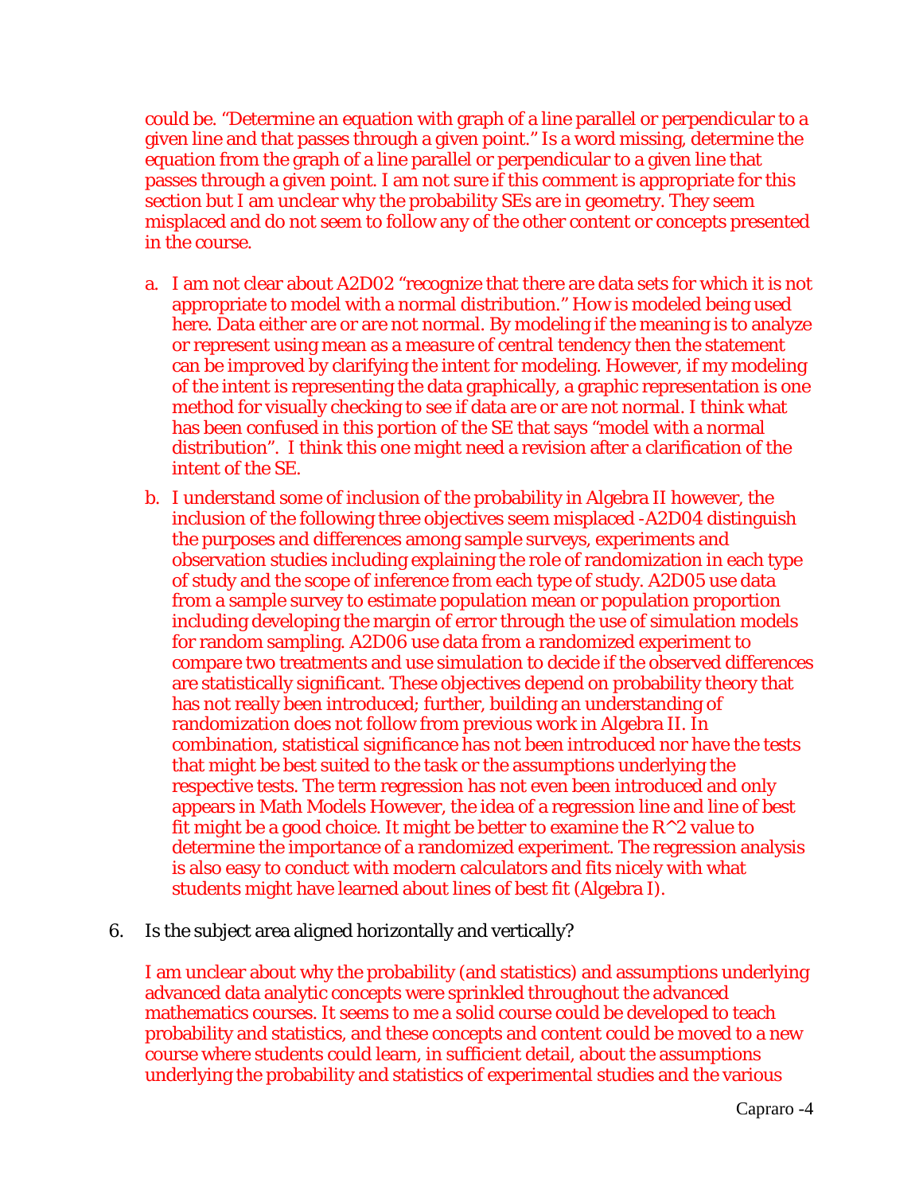could be. "Determine an equation with graph of a line parallel or perpendicular to a given line and that passes through a given point." Is a word missing, determine the equation from the graph of a line parallel or perpendicular to a given line that passes through a given point. I am not sure if this comment is appropriate for this section but I am unclear why the probability SEs are in geometry. They seem misplaced and do not seem to follow any of the other content or concepts presented in the course.

a. I am not clear about A2D02 "recognize that there are data sets for which it is not appropriate to model with a normal distribution." How is modeled being used here. Data either are or are not normal. By modeling if the meaning is to analyze or represent using mean as a measure of central tendency then the statement can be improved by clarifying the intent for modeling. However, if my modeling of the intent is representing the data graphically, a graphic representation is one method for visually checking to see if data are or are not normal. I think what has been confused in this portion of the SE that says "model with a normal distribution". I think this one might need a revision after a clarification of the intent of the SE.

b. I understand some of inclusion of the probability in Algebra II however, the inclusion of the following three objectives seem misplaced -A2D04 distinguish the purposes and differences among sample surveys, experiments and observation studies including explaining the role of randomization in each type of study and the scope of inference from each type of study. A2D05 use data from a sample survey to estimate population mean or population proportion including developing the margin of error through the use of simulation models for random sampling. A2D06 use data from a randomized experiment to compare two treatments and use simulation to decide if the observed differences are statistically significant. These objectives depend on probability theory that has not really been introduced; further, building an understanding of randomization does not follow from previous work in Algebra II. In combination, statistical significance has not been introduced nor have the tests that might be best suited to the task or the assumptions underlying the respective tests. The term regression has not even been introduced and only appears in Math Models However, the idea of a regression line and line of best fit might be a good choice. It might be better to examine the $R^2$ value to determine the importance of a randomized experiment. The regression analysis is also easy to conduct with modern calculators and fits nicely with what students might have learned about lines of best fit (Algebra I).

6. Is the subject area aligned horizontally and vertically?

   I am unclear about why the probability (and statistics) and assumptions underlying advanced data analytic concepts were sprinkled throughout the advanced mathematics courses. It seems to me a solid course could be developed to teach probability and statistics, and these concepts and content could be moved to a new course where students could learn, in sufficient detail, about the assumptions underlying the probability and statistics of experimental studies and the various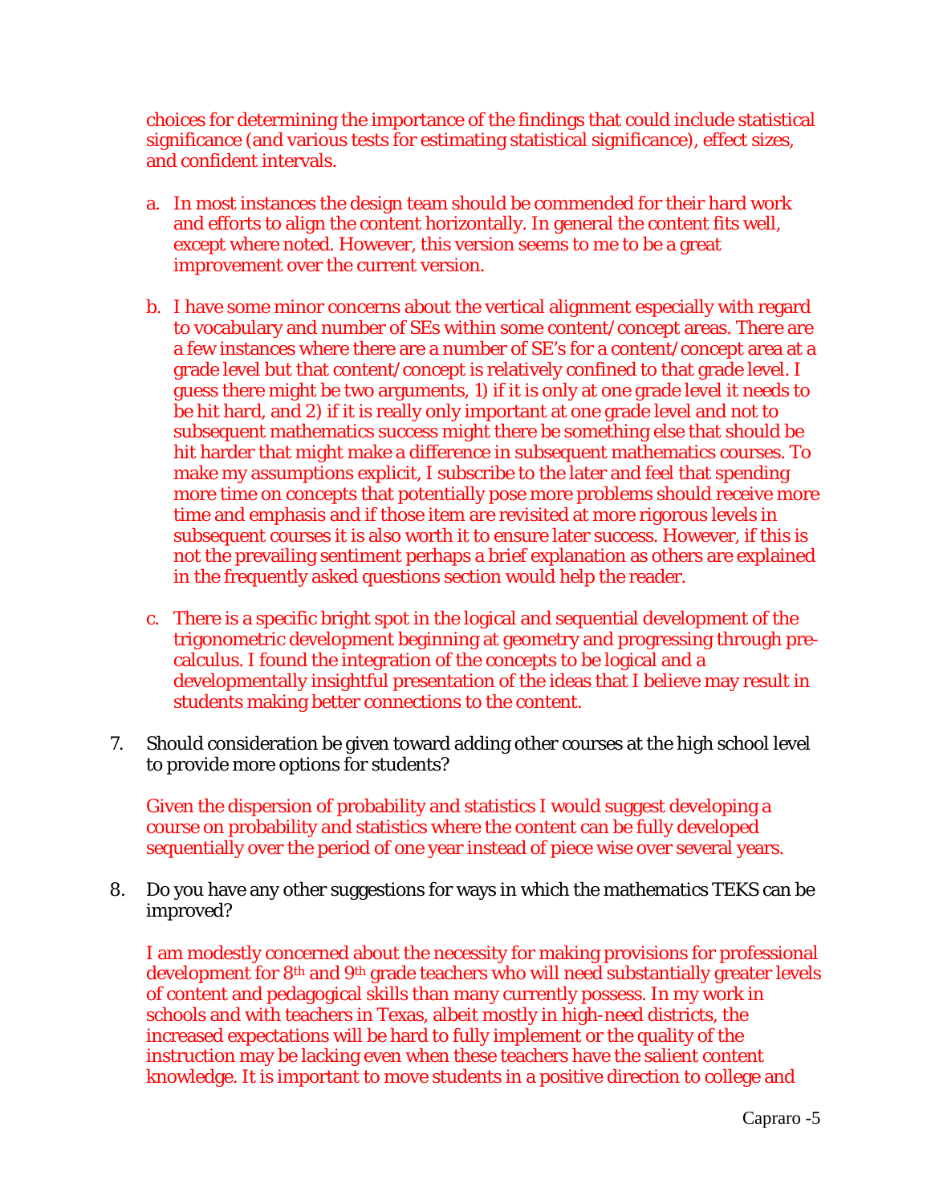choices for determining the importance of the findings that could include statistical significance (and various tests for estimating statistical significance), effect sizes, and confident intervals.

a. In most instances the design team should be commended for their hard work and efforts to align the content horizontally. In general the content fits well, except where noted. However, this version seems to me to be a great improvement over the current version.

b. I have some minor concerns about the vertical alignment especially with regard to vocabulary and number of SEs within some content/concept areas. There are a few instances where there are a number of SE's for a content/concept area at a grade level but that content/concept is relatively confined to that grade level. I guess there might be two arguments, 1) if it is only at one grade level it needs to be hit hard, and 2) if it is really only important at one grade level and not to subsequent mathematics success might there be something else that should be hit harder that might make a difference in subsequent mathematics courses. To make my assumptions explicit, I subscribe to the later and feel that spending more time on concepts that potentially pose more problems should receive more time and emphasis and if those item are revisited at more rigorous levels in subsequent courses it is also worth it to ensure later success. However, if this is not the prevailing sentiment perhaps a brief explanation as others are explained in the frequently asked questions section would help the reader.

c. There is a specific bright spot in the logical and sequential development of the trigonometric development beginning at geometry and progressing through pre-calculus. I found the integration of the concepts to be logical and a developmentally insightful presentation of the ideas that I believe may result in students making better connections to the content.

7. Should consideration be given toward adding other courses at the high school level to provide more options for students?

   Given the dispersion of probability and statistics I would suggest developing a course on probability and statistics where the content can be fully developed sequentially over the period of one year instead of piece wise over several years.

8. Do you have any other suggestions for ways in which the mathematics TEKS can be improved?

   I am modestly concerned about the necessity for making provisions for professional development for 8th and 9th grade teachers who will need substantially greater levels of content and pedagogical skills than many currently possess. In my work in schools and with teachers in Texas, albeit mostly in high-need districts, the increased expectations will be hard to fully implement or the quality of the instruction may be lacking even when these teachers have the salient content knowledge. It is important to move students in a positive direction to college and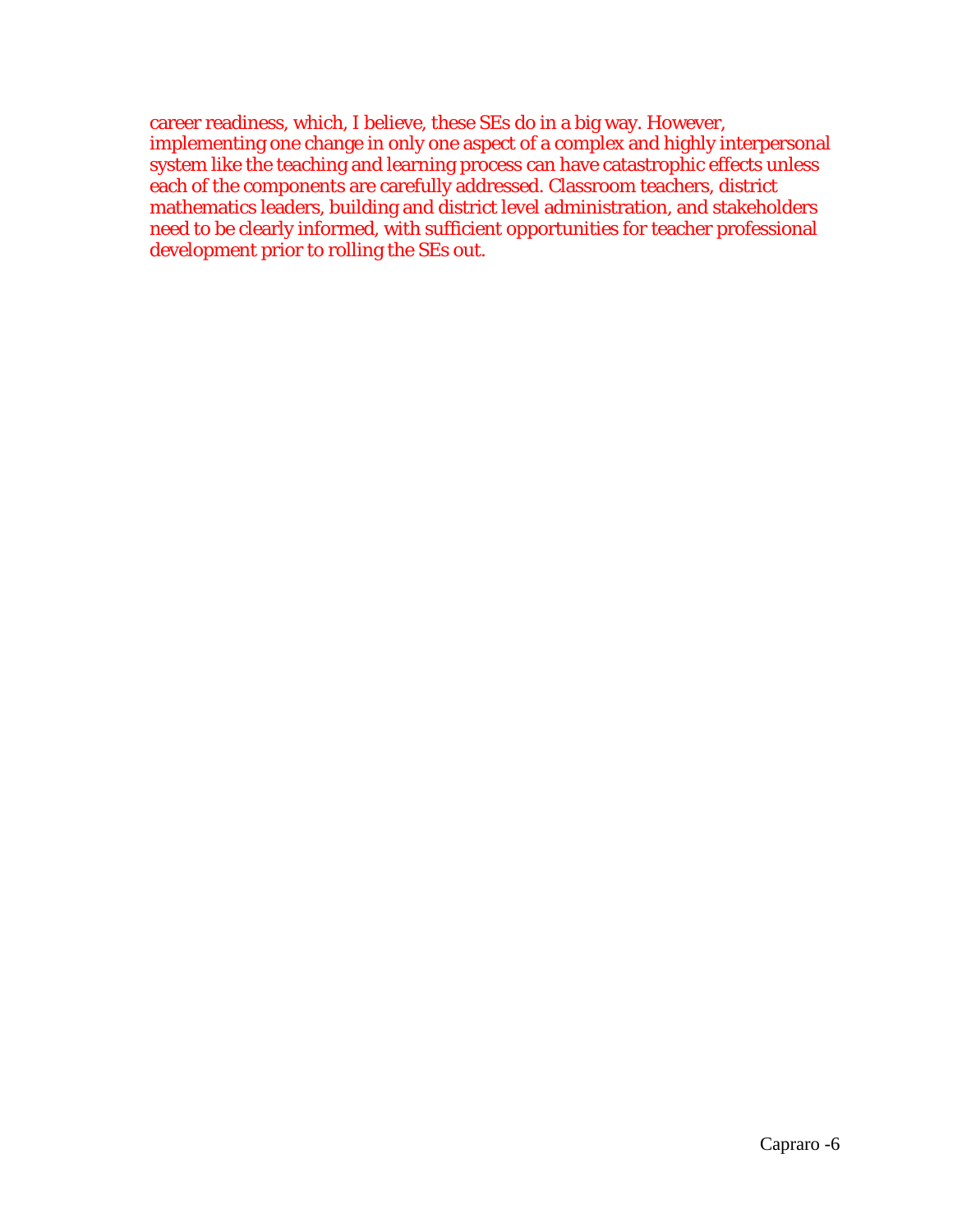career readiness, which, I believe, these SEs do in a big way. However, implementing one change in only one aspect of a complex and highly interpersonal system like the teaching and learning process can have catastrophic effects unless each of the components are carefully addressed. Classroom teachers, district mathematics leaders, building and district level administration, and stakeholders need to be clearly informed, with sufficient opportunities for teacher professional development prior to rolling the SEs out.